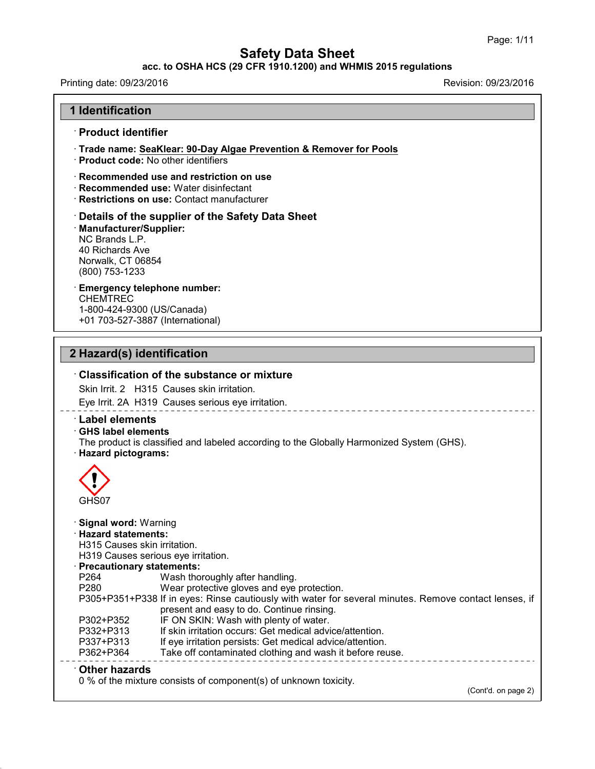# Safety Data Sheet

**acc. to OSHA HCS (29 CFR 1910.1200) and WHMIS 2015 regulations**

Printing date: 09/23/2016 Revision: 09/23/2016

## 1 Identification

### · Product identifier

· **Trade name:** SeaKlear: 90-Day Algae Prevention & Remover for Pools
· **Product code:** No other identifiers

· **Recommended use and restriction on use**
· **Recommended use:** Water disinfectant
· **Restrictions on use:** Contact manufacturer

### · Details of the supplier of the Safety Data Sheet

· **Manufacturer/Supplier:**
NC Brands L.P.
40 Richards Ave
Norwalk, CT 06854
(800) 753-1233

· **Emergency telephone number:**
CHEMTREC
1-800-424-9300 (US/Canada)
+01 703-527-3887 (International)

## 2 Hazard(s) identification

### · Classification of the substance or mixture

Skin Irrit. 2 H315 Causes skin irritation.

Eye Irrit. 2A H319 Causes serious eye irritation.

### · Label elements

· **GHS label elements**
The product is classified and labeled according to the Globally Harmonized System (GHS).
· **Hazard pictograms:**

GHS07

· **Signal word:** Warning
· **Hazard statements:**
H315 Causes skin irritation.
H319 Causes serious eye irritation.
· **Precautionary statements:**

| | |
|---|---|
| P264 | Wash thoroughly after handling. |
| P280 | Wear protective gloves and eye protection. |
| P305+P351+P338 | If in eyes: Rinse cautiously with water for several minutes. Remove contact lenses, if present and easy to do. Continue rinsing. |
| P302+P352 | IF ON SKIN: Wash with plenty of water. |
| P332+P313 | If skin irritation occurs: Get medical advice/attention. |
| P337+P313 | If eye irritation persists: Get medical advice/attention. |
| P362+P364 | Take off contaminated clothing and wash it before reuse. |

### · Other hazards

0 % of the mixture consists of component(s) of unknown toxicity.

(Cont'd. on page 2)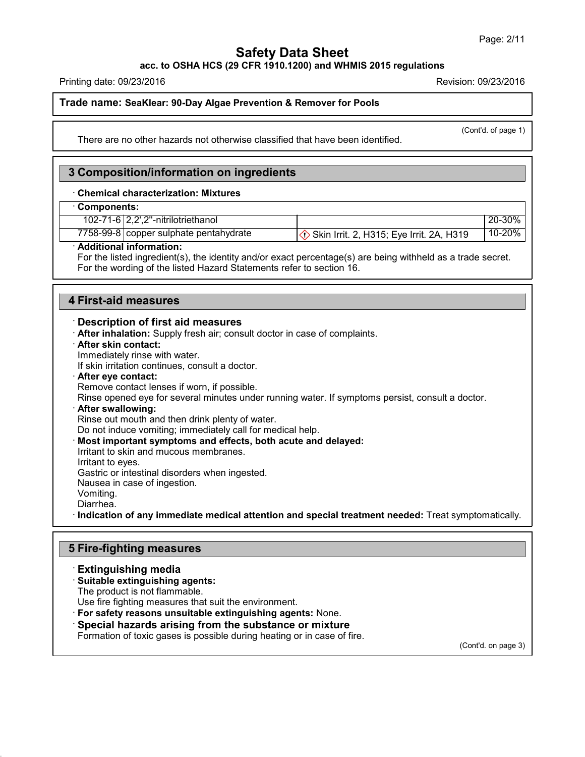**Trade name: SeaKlear: 90-Day Algae Prevention & Remover for Pools**

(Cont'd. of page 1)

There are no other hazards not otherwise classified that have been identified.

## 3 Composition/information on ingredients

· **Chemical characterization: Mixtures**

· **Components:**

| CAS | Name | Classification | % |
|---|---|---|---|
| 102-71-6 | 2,2',2''-nitrilotriethanol | | 20-30% |
| 7758-99-8 | copper sulphate pentahydrate | ◇! Skin Irrit. 2, H315; Eye Irrit. 2A, H319 | 10-20% |

· **Additional information:**
For the listed ingredient(s), the identity and/or exact percentage(s) are being withheld as a trade secret.
For the wording of the listed Hazard Statements refer to section 16.

## 4 First-aid measures

· **Description of first aid measures**

· **After inhalation:** Supply fresh air; consult doctor in case of complaints.

· **After skin contact:**
Immediately rinse with water.
If skin irritation continues, consult a doctor.

· **After eye contact:**
Remove contact lenses if worn, if possible.
Rinse opened eye for several minutes under running water. If symptoms persist, consult a doctor.

· **After swallowing:**
Rinse out mouth and then drink plenty of water.
Do not induce vomiting; immediately call for medical help.

· **Most important symptoms and effects, both acute and delayed:**
Irritant to skin and mucous membranes.
Irritant to eyes.
Gastric or intestinal disorders when ingested.
Nausea in case of ingestion.
Vomiting.
Diarrhea.

· **Indication of any immediate medical attention and special treatment needed:** Treat symptomatically.

## 5 Fire-fighting measures

· **Extinguishing media**

· **Suitable extinguishing agents:**
The product is not flammable.
Use fire fighting measures that suit the environment.

· **For safety reasons unsuitable extinguishing agents:** None.

· **Special hazards arising from the substance or mixture**
Formation of toxic gases is possible during heating or in case of fire.

(Cont'd. on page 3)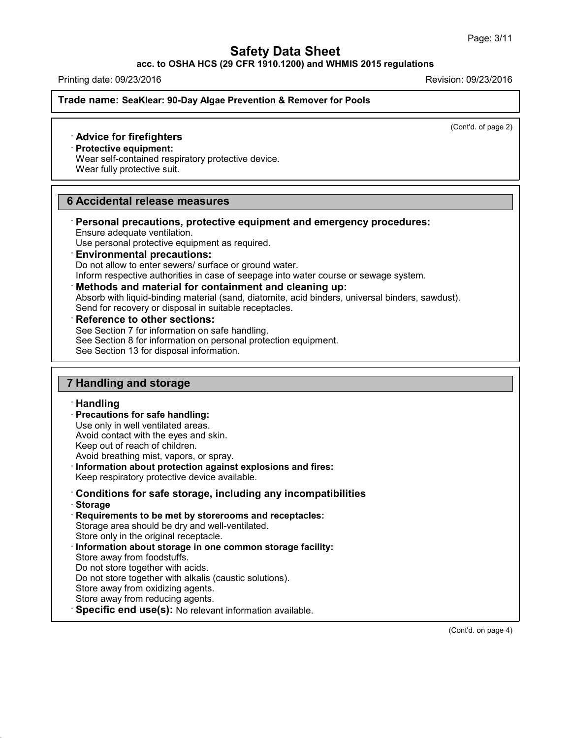(Cont'd. of page 2)

· **Advice for firefighters**

· **Protective equipment:**

Wear self-contained respiratory protective device.
Wear fully protective suit.

## 6 Accidental release measures

· **Personal precautions, protective equipment and emergency procedures:**
Ensure adequate ventilation.
Use personal protective equipment as required.

· **Environmental precautions:**
Do not allow to enter sewers/ surface or ground water.
Inform respective authorities in case of seepage into water course or sewage system.

· **Methods and material for containment and cleaning up:**
Absorb with liquid-binding material (sand, diatomite, acid binders, universal binders, sawdust).
Send for recovery or disposal in suitable receptacles.

· **Reference to other sections:**
See Section 7 for information on safe handling.
See Section 8 for information on personal protection equipment.
See Section 13 for disposal information.

## 7 Handling and storage

· **Handling**

· **Precautions for safe handling:**
Use only in well ventilated areas.
Avoid contact with the eyes and skin.
Keep out of reach of children.
Avoid breathing mist, vapors, or spray.

· **Information about protection against explosions and fires:**
Keep respiratory protective device available.

· **Conditions for safe storage, including any incompatibilities**

· **Storage**

· **Requirements to be met by storerooms and receptacles:**
Storage area should be dry and well-ventilated.
Store only in the original receptacle.

· **Information about storage in one common storage facility:**
Store away from foodstuffs.
Do not store together with acids.
Do not store together with alkalis (caustic solutions).
Store away from oxidizing agents.
Store away from reducing agents.

· **Specific end use(s):** No relevant information available.

(Cont'd. on page 4)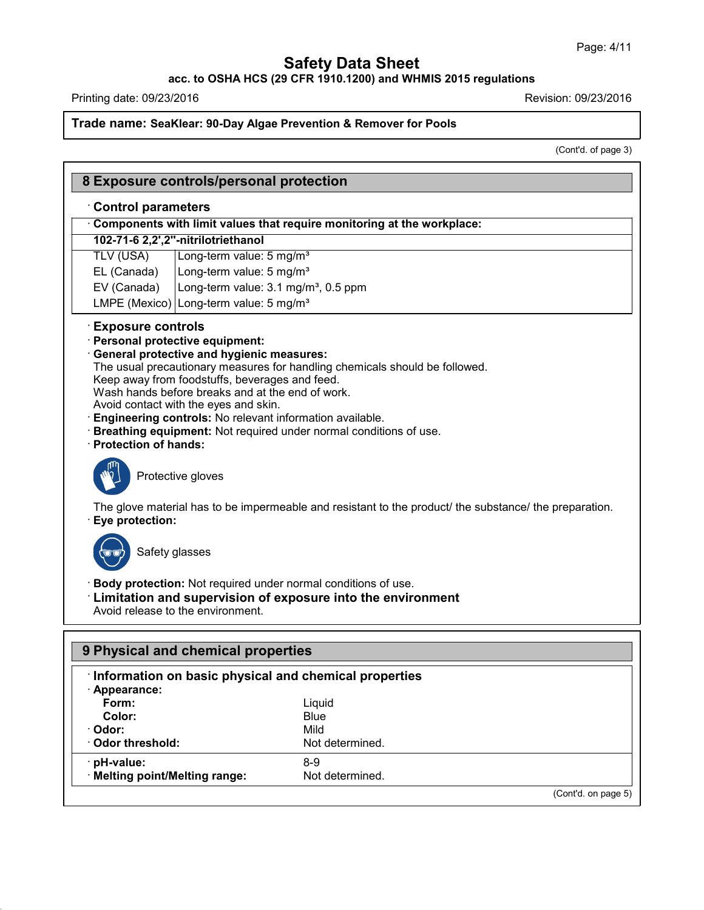**Trade name: SeaKlear: 90-Day Algae Prevention & Remover for Pools**

(Cont'd. of page 3)

## 8 Exposure controls/personal protection

### · Control parameters

· **Components with limit values that require monitoring at the workplace:**

| **102-71-6 2,2',2''-nitrilotriethanol** | |
|---|---|
| TLV (USA) | Long-term value: 5 mg/m³ |
| EL (Canada) | Long-term value: 5 mg/m³ |
| EV (Canada) | Long-term value: 3.1 mg/m³, 0.5 ppm |
| LMPE (Mexico) | Long-term value: 5 mg/m³ |

### · Exposure controls

· **Personal protective equipment:**

· **General protective and hygienic measures:**
The usual precautionary measures for handling chemicals should be followed.
Keep away from foodstuffs, beverages and feed.
Wash hands before breaks and at the end of work.
Avoid contact with the eyes and skin.

· **Engineering controls:** No relevant information available.

· **Breathing equipment:** Not required under normal conditions of use.

· **Protection of hands:**

Protective gloves

The glove material has to be impermeable and resistant to the product/ the substance/ the preparation.

· **Eye protection:**

Safety glasses

· **Body protection:** Not required under normal conditions of use.

### · Limitation and supervision of exposure into the environment

Avoid release to the environment.

## 9 Physical and chemical properties

### · Information on basic physical and chemical properties

| | |
|---|---|
| · **Appearance:** | |
| **Form:** | Liquid |
| **Color:** | Blue |
| · **Odor:** | Mild |
| · **Odor threshold:** | Not determined. |
| · **pH-value:** | 8-9 |
| · **Melting point/Melting range:** | Not determined. |

(Cont'd. on page 5)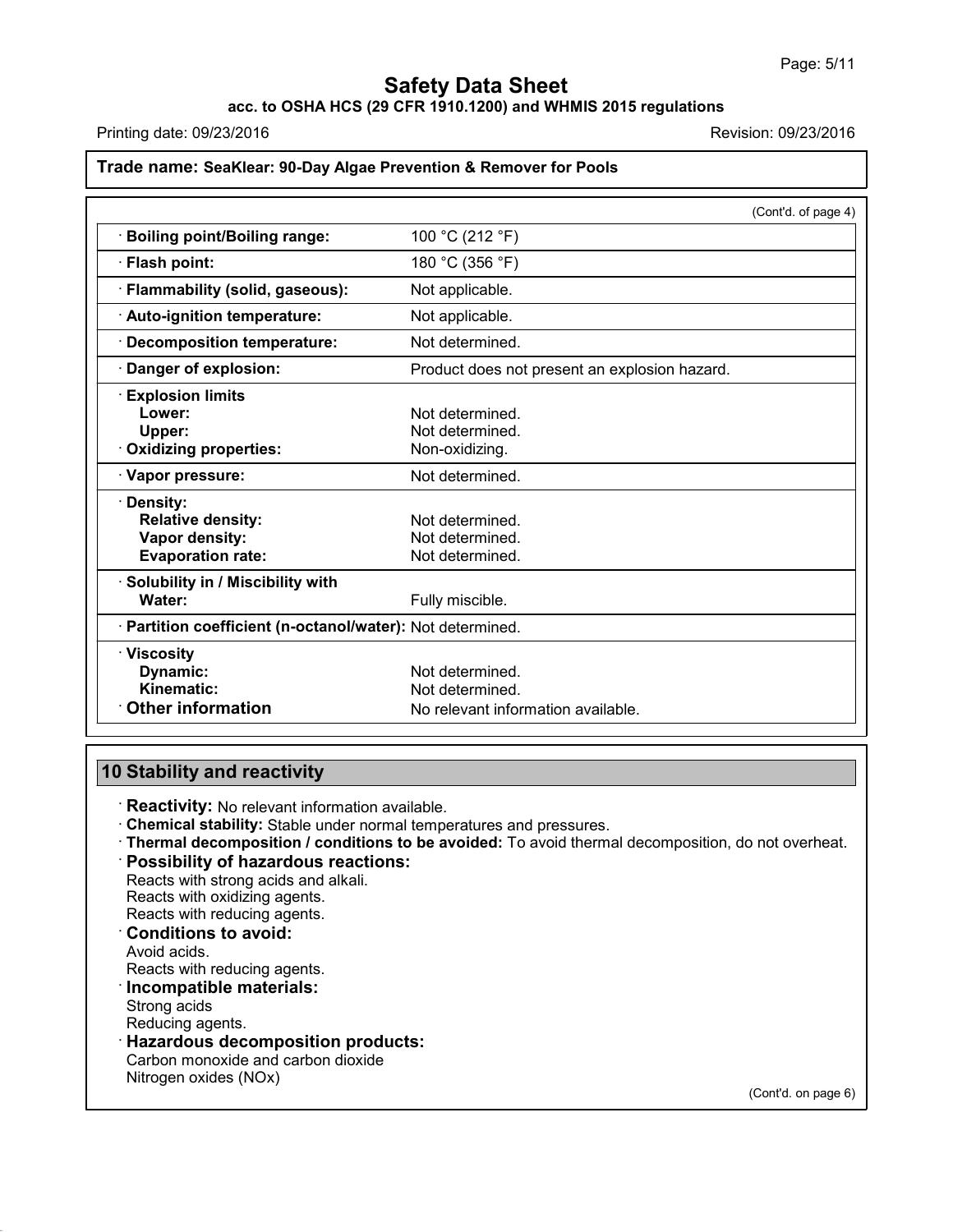**Trade name: SeaKlear: 90-Day Algae Prevention & Remover for Pools**

(Cont'd. of page 4)

| | |
|---|---|
| · **Boiling point/Boiling range:** | 100 °C (212 °F) |
| · **Flash point:** | 180 °C (356 °F) |
| · **Flammability (solid, gaseous):** | Not applicable. |
| · **Auto-ignition temperature:** | Not applicable. |
| · **Decomposition temperature:** | Not determined. |
| · **Danger of explosion:** | Product does not present an explosion hazard. |
| · **Explosion limits** | |
| **Lower:** | Not determined. |
| **Upper:** | Not determined. |
| · **Oxidizing properties:** | Non-oxidizing. |
| · **Vapor pressure:** | Not determined. |
| · **Density:** | |
| **Relative density:** | Not determined. |
| **Vapor density:** | Not determined. |
| **Evaporation rate:** | Not determined. |
| · **Solubility in / Miscibility with** | |
| **Water:** | Fully miscible. |
| · **Partition coefficient (n-octanol/water):** | Not determined. |
| · **Viscosity** | |
| **Dynamic:** | Not determined. |
| **Kinematic:** | Not determined. |
| · **Other information** | No relevant information available. |

## 10 Stability and reactivity

· **Reactivity:** No relevant information available.

· **Chemical stability:** Stable under normal temperatures and pressures.

· **Thermal decomposition / conditions to be avoided:** To avoid thermal decomposition, do not overheat.

· **Possibility of hazardous reactions:**
Reacts with strong acids and alkali.
Reacts with oxidizing agents.
Reacts with reducing agents.

· **Conditions to avoid:**
Avoid acids.
Reacts with reducing agents.

· **Incompatible materials:**
Strong acids
Reducing agents.

· **Hazardous decomposition products:**
Carbon monoxide and carbon dioxide
Nitrogen oxides (NOx)

(Cont'd. on page 6)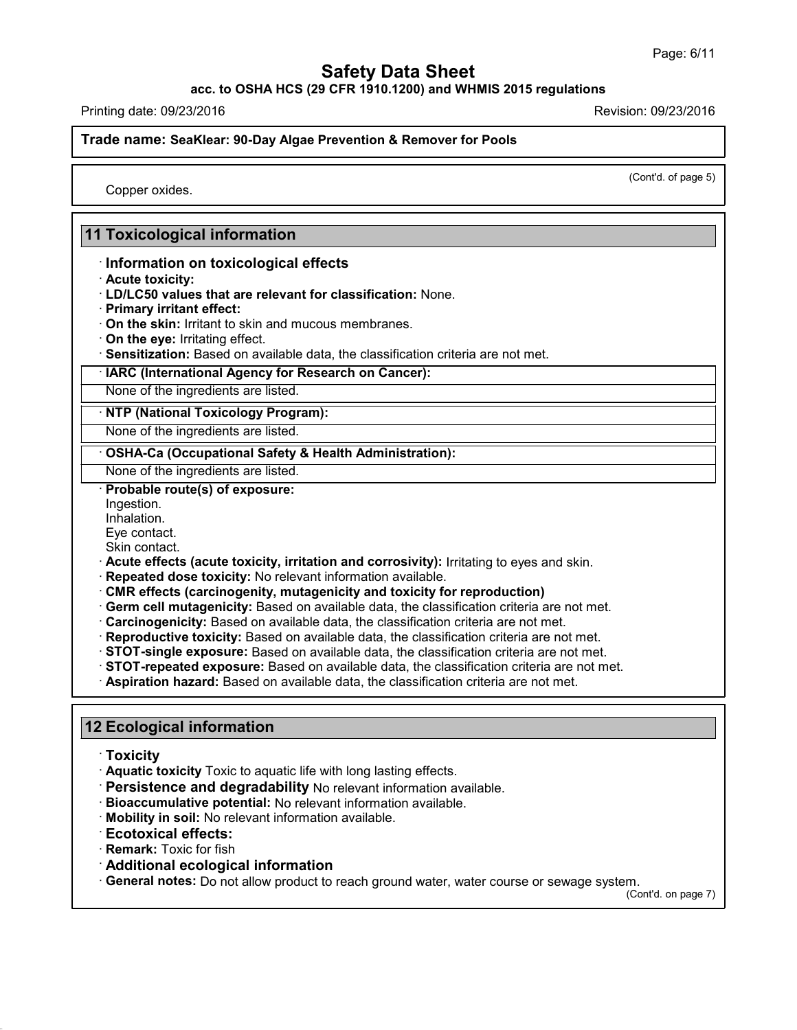(Cont'd. of page 5)

Copper oxides.

## 11 Toxicological information

· **Information on toxicological effects**

· **Acute toxicity:**

· **LD/LC50 values that are relevant for classification:** None.

· **Primary irritant effect:**

· **On the skin:** Irritant to skin and mucous membranes.

· **On the eye:** Irritating effect.

· **Sensitization:** Based on available data, the classification criteria are not met.

· **IARC (International Agency for Research on Cancer):**

None of the ingredients are listed.

· **NTP (National Toxicology Program):**

None of the ingredients are listed.

· **OSHA-Ca (Occupational Safety & Health Administration):**

None of the ingredients are listed.

· **Probable route(s) of exposure:**

Ingestion.
Inhalation.
Eye contact.
Skin contact.

· **Acute effects (acute toxicity, irritation and corrosivity):** Irritating to eyes and skin.

· **Repeated dose toxicity:** No relevant information available.

· **CMR effects (carcinogenity, mutagenicity and toxicity for reproduction)**

· **Germ cell mutagenicity:** Based on available data, the classification criteria are not met.

· **Carcinogenicity:** Based on available data, the classification criteria are not met.

· **Reproductive toxicity:** Based on available data, the classification criteria are not met.

· **STOT-single exposure:** Based on available data, the classification criteria are not met.

· **STOT-repeated exposure:** Based on available data, the classification criteria are not met.

· **Aspiration hazard:** Based on available data, the classification criteria are not met.

## 12 Ecological information

· **Toxicity**

· **Aquatic toxicity** Toxic to aquatic life with long lasting effects.

· **Persistence and degradability** No relevant information available.

· **Bioaccumulative potential:** No relevant information available.

· **Mobility in soil:** No relevant information available.

· **Ecotoxical effects:**

· **Remark:** Toxic for fish

· **Additional ecological information**

· **General notes:** Do not allow product to reach ground water, water course or sewage system.

(Cont'd. on page 7)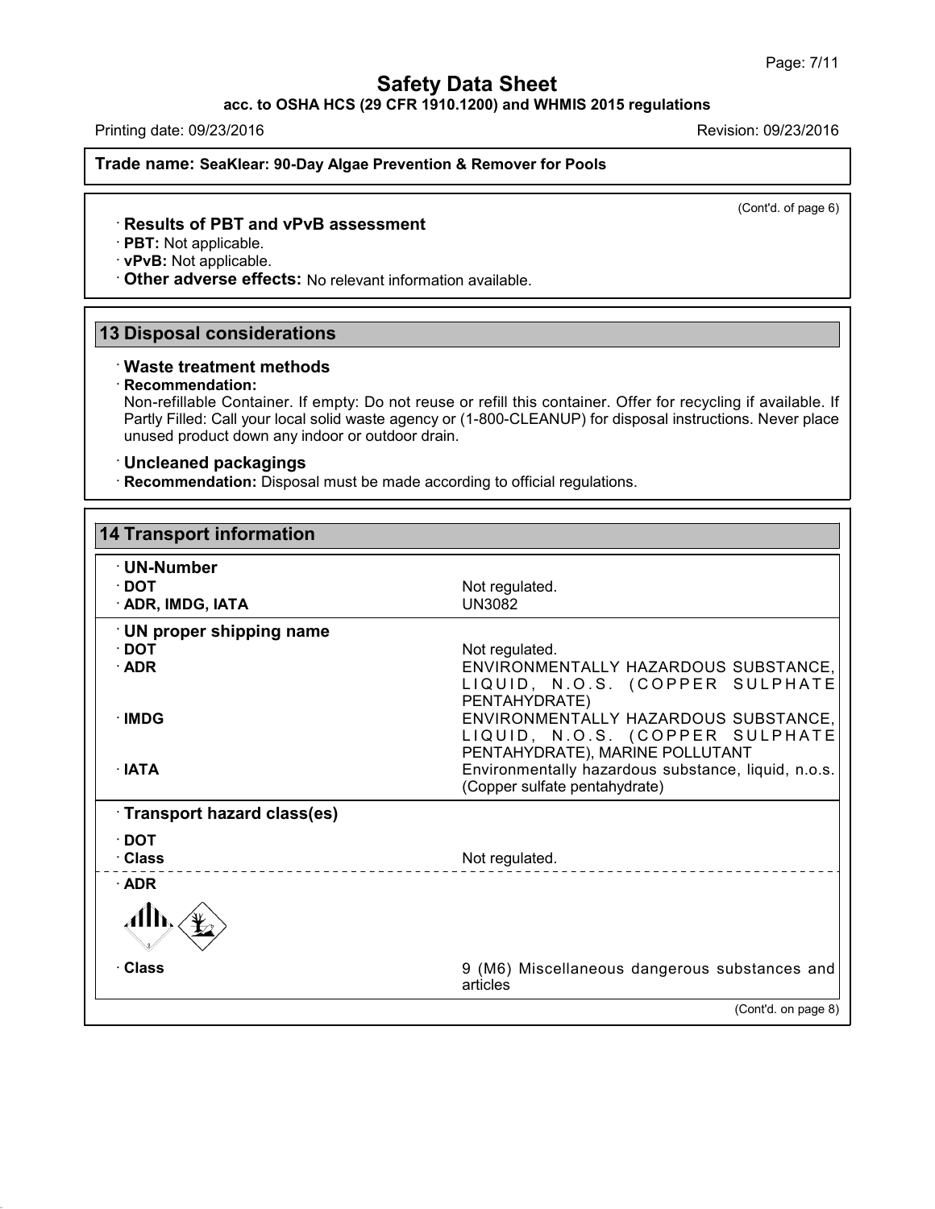(Cont'd. of page 6)

· **Results of PBT and vPvB assessment**
· **PBT:** Not applicable.
· **vPvB:** Not applicable.
· **Other adverse effects:** No relevant information available.

## 13 Disposal considerations

· **Waste treatment methods**
· **Recommendation:**
Non-refillable Container. If empty: Do not reuse or refill this container. Offer for recycling if available. If Partly Filled: Call your local solid waste agency or (1-800-CLEANUP) for disposal instructions. Never place unused product down any indoor or outdoor drain.

· **Uncleaned packagings**
· **Recommendation:** Disposal must be made according to official regulations.

## 14 Transport information

| | |
|---|---|
| · **UN-Number** | |
| · **DOT** | Not regulated. |
| · **ADR, IMDG, IATA** | UN3082 |
| · **UN proper shipping name** | |
| · **DOT** | Not regulated. |
| · **ADR** | ENVIRONMENTALLY HAZARDOUS SUBSTANCE, LIQUID, N.O.S. (COPPER SULPHATE PENTAHYDRATE) |
| · **IMDG** | ENVIRONMENTALLY HAZARDOUS SUBSTANCE, LIQUID, N.O.S. (COPPER SULPHATE PENTAHYDRATE), MARINE POLLUTANT |
| · **IATA** | Environmentally hazardous substance, liquid, n.o.s. (Copper sulfate pentahydrate) |
| · **Transport hazard class(es)** | |
| · **DOT** | |
| · **Class** | Not regulated. |
| · **ADR** | |
| · **Class** | 9 (M6) Miscellaneous dangerous substances and articles |

(Cont'd. on page 8)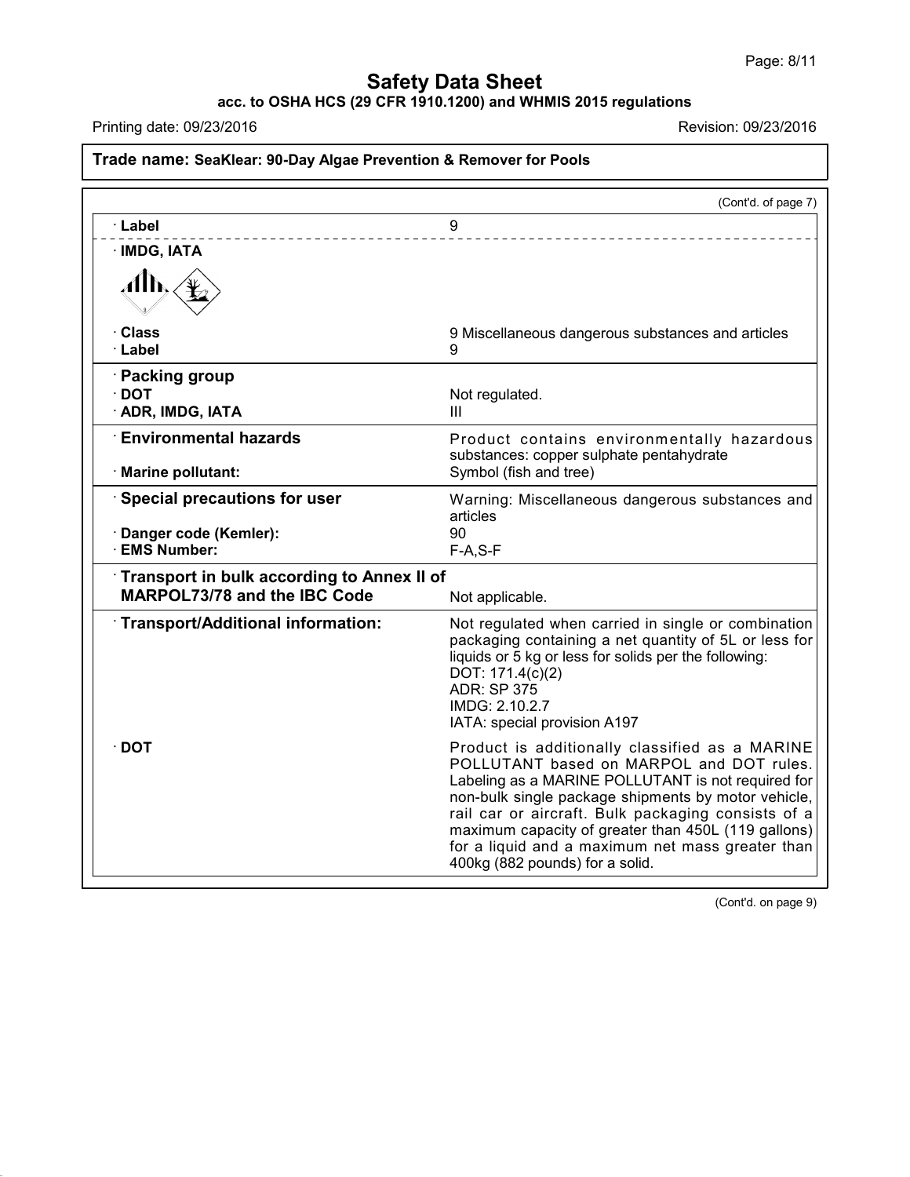# Safety Data Sheet

**acc. to OSHA HCS (29 CFR 1910.1200) and WHMIS 2015 regulations**

Printing date: 09/23/2016 Revision: 09/23/2016

**Trade name: SeaKlear: 90-Day Algae Prevention & Remover for Pools**

(Cont'd. of page 7)

| | |
|---|---|
| · **Label** | 9 |
| · **IMDG, IATA** | |
| · **Class** | 9 Miscellaneous dangerous substances and articles |
| · **Label** | 9 |
| · **Packing group** | |
| · **DOT** | Not regulated. |
| · **ADR, IMDG, IATA** | III |
| · **Environmental hazards** | Product contains environmentally hazardous substances: copper sulphate pentahydrate |
| · **Marine pollutant:** | Symbol (fish and tree) |
| · **Special precautions for user** | Warning: Miscellaneous dangerous substances and articles |
| · **Danger code (Kemler):** | 90 |
| · **EMS Number:** | F-A,S-F |
| · **Transport in bulk according to Annex II of MARPOL73/78 and the IBC Code** | Not applicable. |
| · **Transport/Additional information:** | Not regulated when carried in single or combination packaging containing a net quantity of 5L or less for liquids or 5 kg or less for solids per the following:<br>DOT: 171.4(c)(2)<br>ADR: SP 375<br>IMDG: 2.10.2.7<br>IATA: special provision A197 |
| · **DOT** | Product is additionally classified as a MARINE POLLUTANT based on MARPOL and DOT rules. Labeling as a MARINE POLLUTANT is not required for non-bulk single package shipments by motor vehicle, rail car or aircraft. Bulk packaging consists of a maximum capacity of greater than 450L (119 gallons) for a liquid and a maximum net mass greater than 400kg (882 pounds) for a solid. |

(Cont'd. on page 9)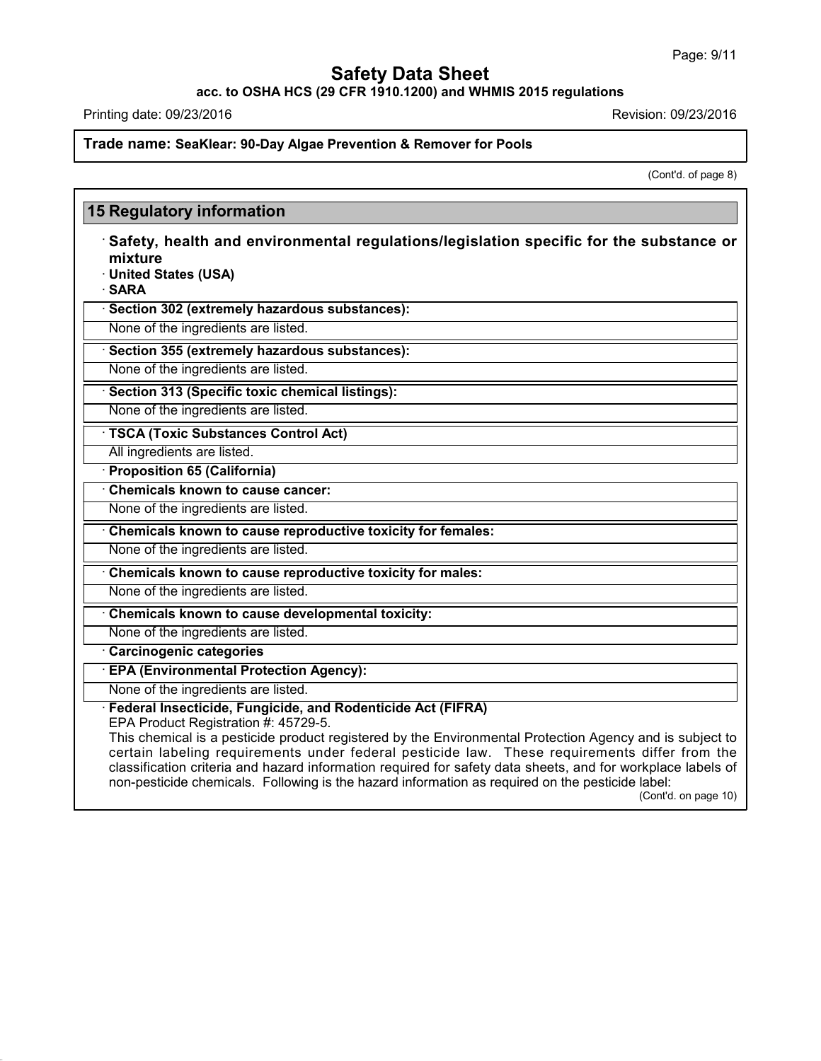Trade name: **SeaKlear: 90-Day Algae Prevention & Remover for Pools**

(Cont'd. of page 8)

## 15 Regulatory information

· **Safety, health and environmental regulations/legislation specific for the substance or mixture**

· **United States (USA)**

· **SARA**

· **Section 302 (extremely hazardous substances):**

None of the ingredients are listed.

· **Section 355 (extremely hazardous substances):**

None of the ingredients are listed.

· **Section 313 (Specific toxic chemical listings):**

None of the ingredients are listed.

· **TSCA (Toxic Substances Control Act)**

All ingredients are listed.

· **Proposition 65 (California)**

· **Chemicals known to cause cancer:**

None of the ingredients are listed.

· **Chemicals known to cause reproductive toxicity for females:**

None of the ingredients are listed.

· **Chemicals known to cause reproductive toxicity for males:**

None of the ingredients are listed.

· **Chemicals known to cause developmental toxicity:**

None of the ingredients are listed.

· **Carcinogenic categories**

· **EPA (Environmental Protection Agency):**

None of the ingredients are listed.

· **Federal Insecticide, Fungicide, and Rodenticide Act (FIFRA)**

EPA Product Registration #: 45729-5.

This chemical is a pesticide product registered by the Environmental Protection Agency and is subject to certain labeling requirements under federal pesticide law. These requirements differ from the classification criteria and hazard information required for safety data sheets, and for workplace labels of non-pesticide chemicals. Following is the hazard information as required on the pesticide label:

(Cont'd. on page 10)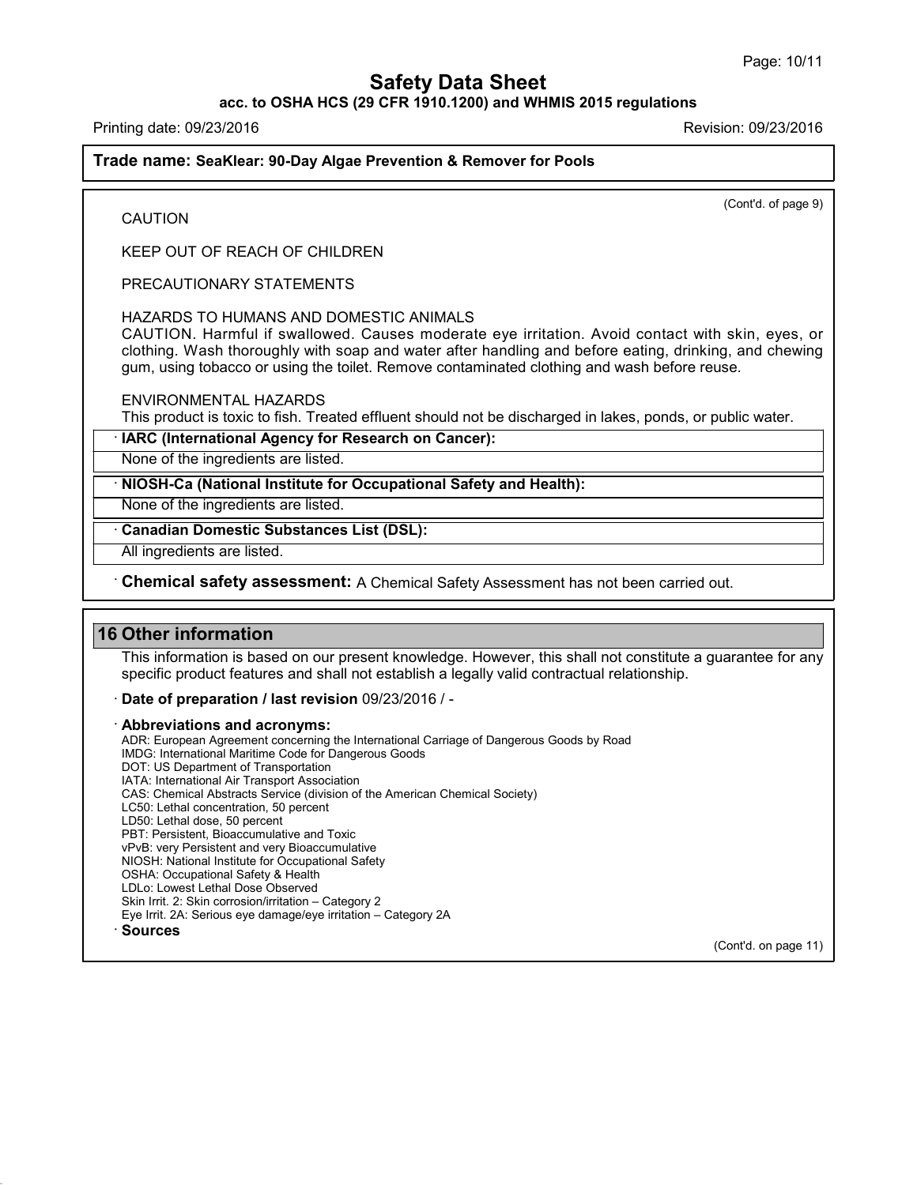(Cont'd. of page 9)

CAUTION

KEEP OUT OF REACH OF CHILDREN

PRECAUTIONARY STATEMENTS

HAZARDS TO HUMANS AND DOMESTIC ANIMALS
CAUTION. Harmful if swallowed. Causes moderate eye irritation. Avoid contact with skin, eyes, or clothing. Wash thoroughly with soap and water after handling and before eating, drinking, and chewing gum, using tobacco or using the toilet. Remove contaminated clothing and wash before reuse.

ENVIRONMENTAL HAZARDS
This product is toxic to fish. Treated effluent should not be discharged in lakes, ponds, or public water.

· **IARC (International Agency for Research on Cancer):**

None of the ingredients are listed.

· **NIOSH-Ca (National Institute for Occupational Safety and Health):**

None of the ingredients are listed.

· **Canadian Domestic Substances List (DSL):**

All ingredients are listed.

· **Chemical safety assessment:** A Chemical Safety Assessment has not been carried out.

## 16 Other information

This information is based on our present knowledge. However, this shall not constitute a guarantee for any specific product features and shall not establish a legally valid contractual relationship.

· **Date of preparation / last revision** 09/23/2016 / -

· **Abbreviations and acronyms:**
ADR: European Agreement concerning the International Carriage of Dangerous Goods by Road
IMDG: International Maritime Code for Dangerous Goods
DOT: US Department of Transportation
IATA: International Air Transport Association
CAS: Chemical Abstracts Service (division of the American Chemical Society)
LC50: Lethal concentration, 50 percent
LD50: Lethal dose, 50 percent
PBT: Persistent, Bioaccumulative and Toxic
vPvB: very Persistent and very Bioaccumulative
NIOSH: National Institute for Occupational Safety
OSHA: Occupational Safety & Health
LDLo: Lowest Lethal Dose Observed
Skin Irrit. 2: Skin corrosion/irritation – Category 2
Eye Irrit. 2A: Serious eye damage/eye irritation – Category 2A

· **Sources**

(Cont'd. on page 11)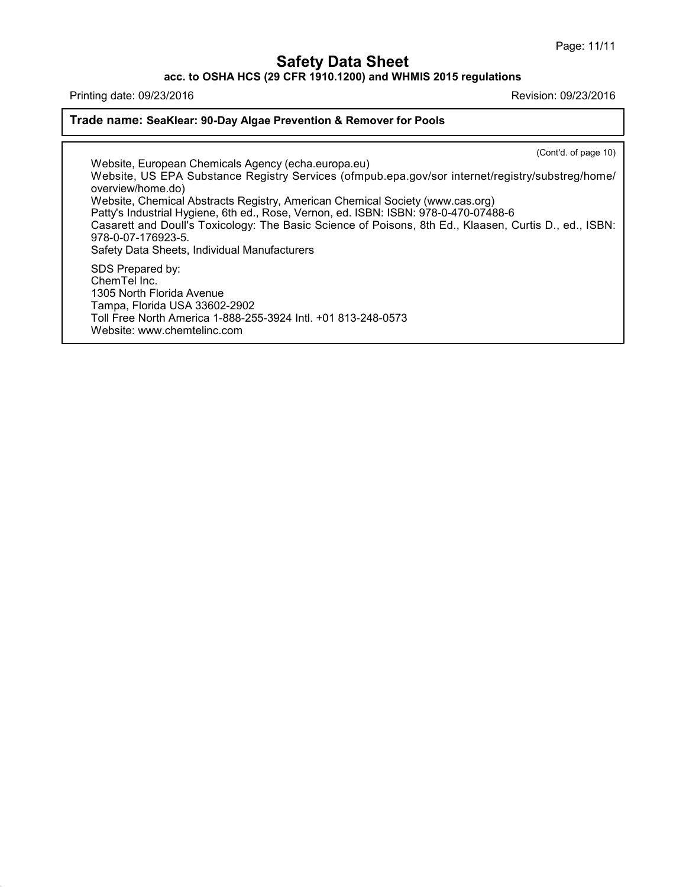**Trade name: SeaKlear: 90-Day Algae Prevention & Remover for Pools**

(Cont'd. of page 10)

Website, European Chemicals Agency (echa.europa.eu)
Website, US EPA Substance Registry Services (ofmpub.epa.gov/sor internet/registry/substreg/home/overview/home.do)
Website, Chemical Abstracts Registry, American Chemical Society (www.cas.org)
Patty's Industrial Hygiene, 6th ed., Rose, Vernon, ed. ISBN: ISBN: 978-0-470-07488-6
Casarett and Doull's Toxicology: The Basic Science of Poisons, 8th Ed., Klaasen, Curtis D., ed., ISBN: 978-0-07-176923-5.
Safety Data Sheets, Individual Manufacturers

SDS Prepared by:
ChemTel Inc.
1305 North Florida Avenue
Tampa, Florida USA 33602-2902
Toll Free North America 1-888-255-3924 Intl. +01 813-248-0573
Website: www.chemtelinc.com